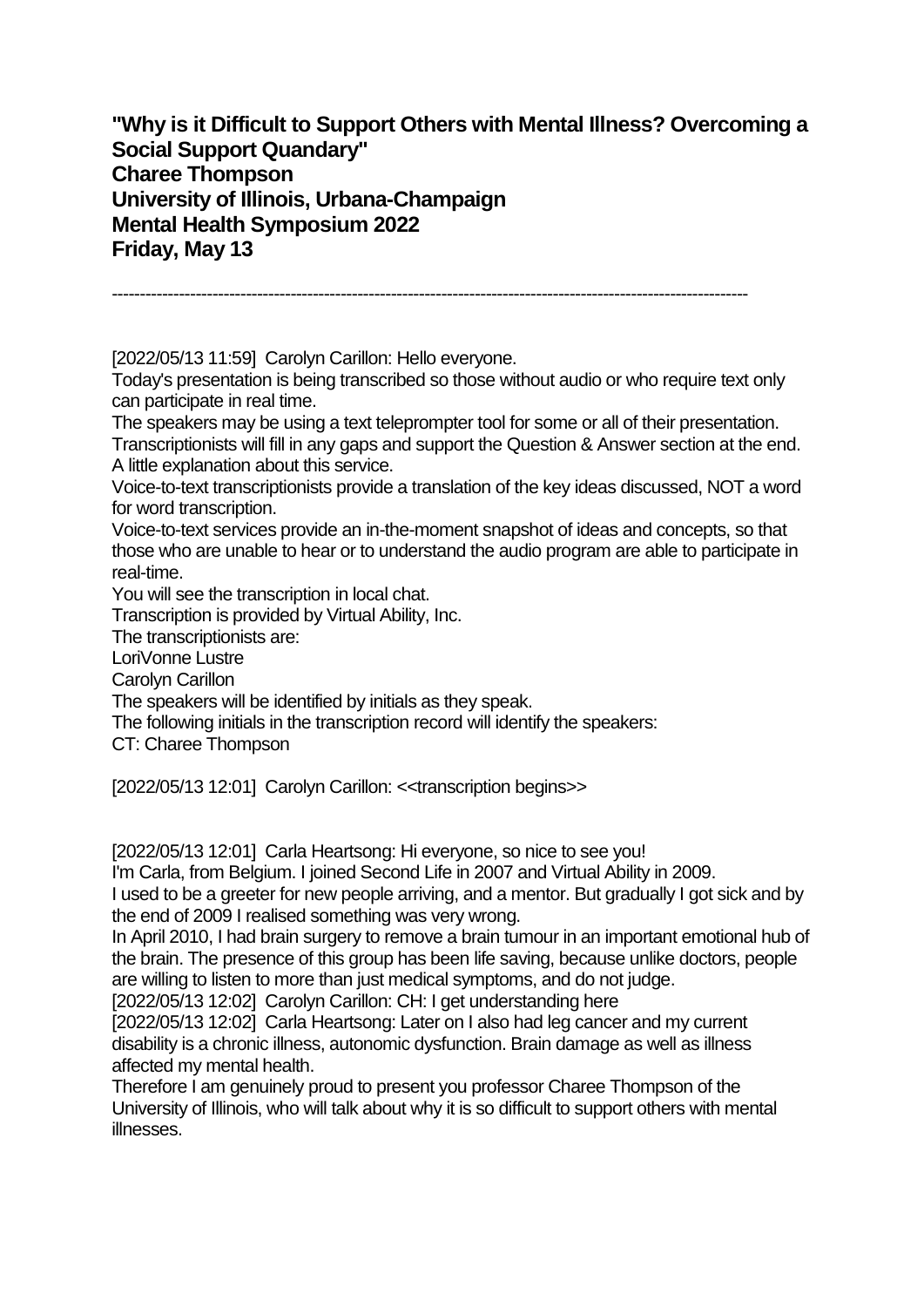**"Why is it Difficult to Support Others with Mental Illness? Overcoming a Social Support Quandary"**
**Charee Thompson**
**University of Illinois, Urbana-Champaign**
**Mental Health Symposium 2022**
**Friday, May 13**

---

[2022/05/13 11:59] Carolyn Carillon: Hello everyone.
Today's presentation is being transcribed so those without audio or who require text only can participate in real time.
The speakers may be using a text teleprompter tool for some or all of their presentation.
Transcriptionists will fill in any gaps and support the Question & Answer section at the end.
A little explanation about this service.
Voice-to-text transcriptionists provide a translation of the key ideas discussed, NOT a word for word transcription.
Voice-to-text services provide an in-the-moment snapshot of ideas and concepts, so that those who are unable to hear or to understand the audio program are able to participate in real-time.
You will see the transcription in local chat.
Transcription is provided by Virtual Ability, Inc.
The transcriptionists are:
LoriVonne Lustre
Carolyn Carillon
The speakers will be identified by initials as they speak.
The following initials in the transcription record will identify the speakers:
CT: Charee Thompson

[2022/05/13 12:01] Carolyn Carillon: <<transcription begins>>

[2022/05/13 12:01] Carla Heartsong: Hi everyone, so nice to see you!
I'm Carla, from Belgium. I joined Second Life in 2007 and Virtual Ability in 2009.
I used to be a greeter for new people arriving, and a mentor. But gradually I got sick and by the end of 2009 I realised something was very wrong.
In April 2010, I had brain surgery to remove a brain tumour in an important emotional hub of the brain. The presence of this group has been life saving, because unlike doctors, people are willing to listen to more than just medical symptoms, and do not judge.
[2022/05/13 12:02] Carolyn Carillon: CH: I get understanding here
[2022/05/13 12:02] Carla Heartsong: Later on I also had leg cancer and my current disability is a chronic illness, autonomic dysfunction. Brain damage as well as illness affected my mental health.
Therefore I am genuinely proud to present you professor Charee Thompson of the University of Illinois, who will talk about why it is so difficult to support others with mental illnesses.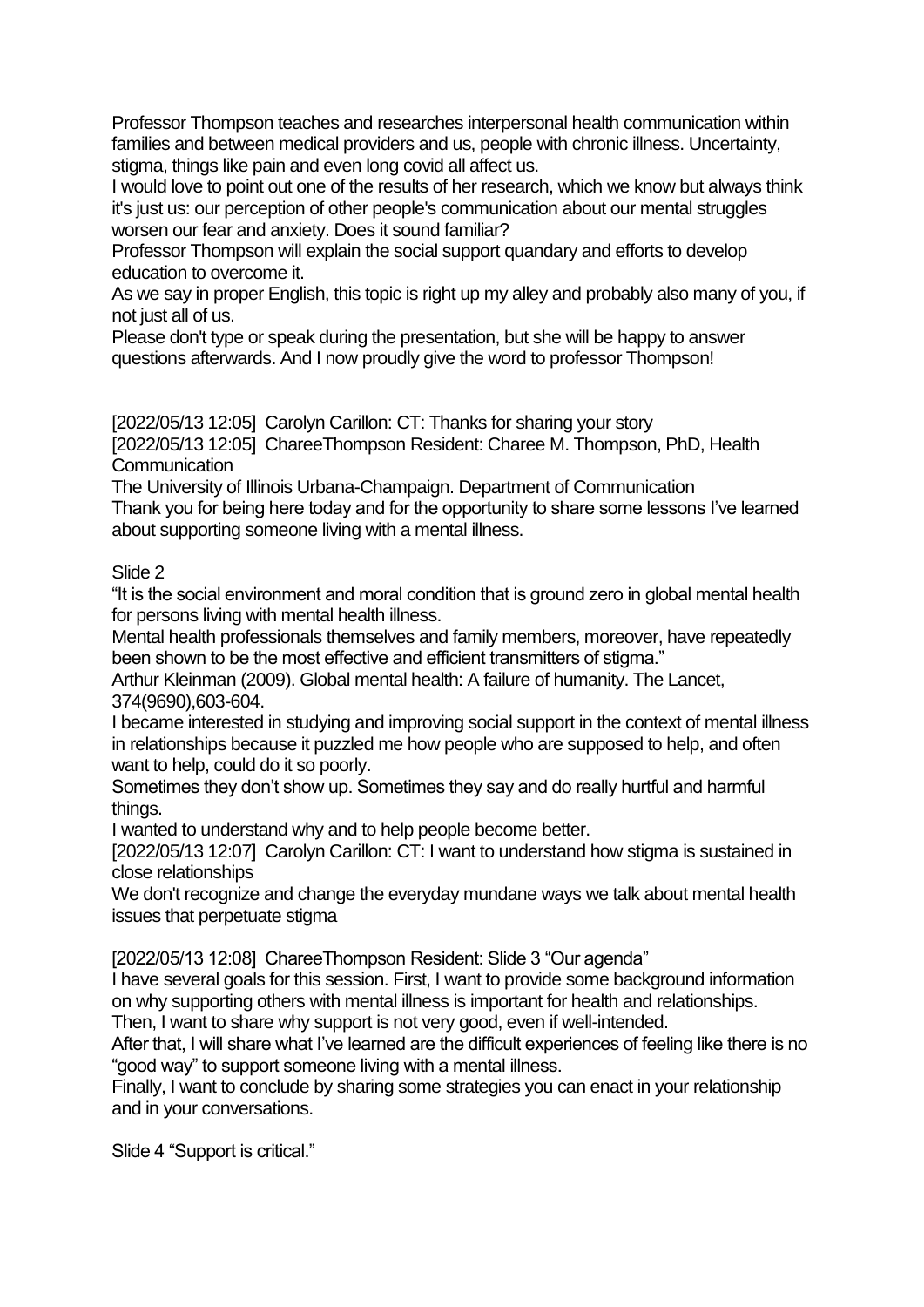Professor Thompson teaches and researches interpersonal health communication within families and between medical providers and us, people with chronic illness. Uncertainty, stigma, things like pain and even long covid all affect us.

I would love to point out one of the results of her research, which we know but always think it's just us: our perception of other people's communication about our mental struggles worsen our fear and anxiety. Does it sound familiar?

Professor Thompson will explain the social support quandary and efforts to develop education to overcome it.

As we say in proper English, this topic is right up my alley and probably also many of you, if not just all of us.

Please don't type or speak during the presentation, but she will be happy to answer questions afterwards. And I now proudly give the word to professor Thompson!

[2022/05/13 12:05] Carolyn Carillon: CT: Thanks for sharing your story

[2022/05/13 12:05] ChareeThompson Resident: Charee M. Thompson, PhD, Health Communication

The University of Illinois Urbana-Champaign. Department of Communication

Thank you for being here today and for the opportunity to share some lessons I've learned about supporting someone living with a mental illness.

Slide 2

"It is the social environment and moral condition that is ground zero in global mental health for persons living with mental health illness.

Mental health professionals themselves and family members, moreover, have repeatedly been shown to be the most effective and efficient transmitters of stigma."

Arthur Kleinman (2009). Global mental health: A failure of humanity. The Lancet, 374(9690),603-604.

I became interested in studying and improving social support in the context of mental illness in relationships because it puzzled me how people who are supposed to help, and often want to help, could do it so poorly.

Sometimes they don't show up. Sometimes they say and do really hurtful and harmful things.

I wanted to understand why and to help people become better.

[2022/05/13 12:07] Carolyn Carillon: CT: I want to understand how stigma is sustained in close relationships

We don't recognize and change the everyday mundane ways we talk about mental health issues that perpetuate stigma

[2022/05/13 12:08] ChareeThompson Resident: Slide 3 "Our agenda"

I have several goals for this session. First, I want to provide some background information on why supporting others with mental illness is important for health and relationships.

Then, I want to share why support is not very good, even if well-intended.

After that, I will share what I've learned are the difficult experiences of feeling like there is no "good way" to support someone living with a mental illness.

Finally, I want to conclude by sharing some strategies you can enact in your relationship and in your conversations.

Slide 4 "Support is critical."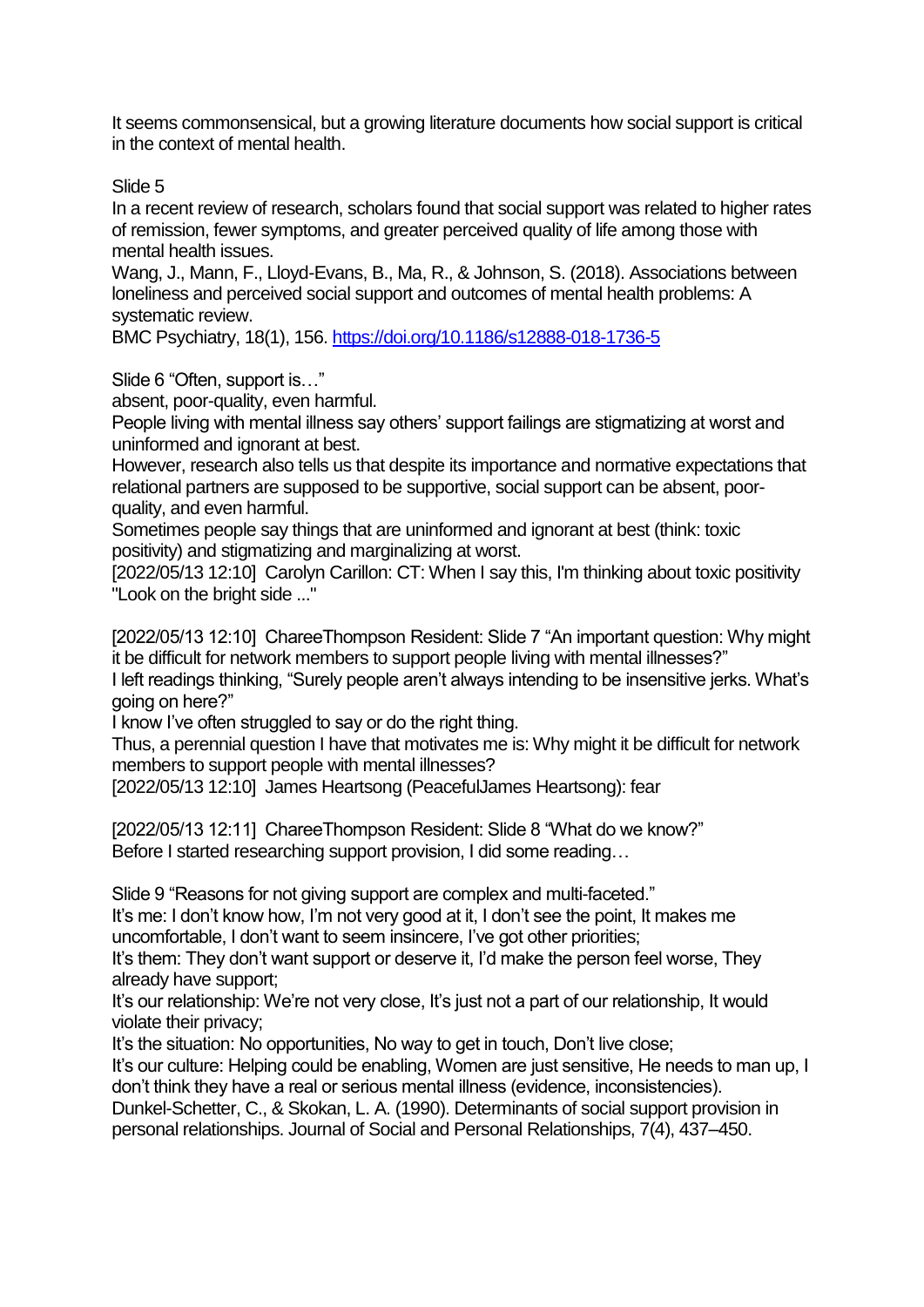It seems commonsensical, but a growing literature documents how social support is critical in the context of mental health.

Slide 5

In a recent review of research, scholars found that social support was related to higher rates of remission, fewer symptoms, and greater perceived quality of life among those with mental health issues.

Wang, J., Mann, F., Lloyd-Evans, B., Ma, R., & Johnson, S. (2018). Associations between loneliness and perceived social support and outcomes of mental health problems: A systematic review.

BMC Psychiatry, 18(1), 156. [https://doi.org/10.1186/s12888-018-1736-5](https://doi.org/10.1186/s12888-018-1736-5)

Slide 6 “Often, support is…”

absent, poor-quality, even harmful.

People living with mental illness say others’ support failings are stigmatizing at worst and uninformed and ignorant at best.

However, research also tells us that despite its importance and normative expectations that relational partners are supposed to be supportive, social support can be absent, poor-quality, and even harmful.

Sometimes people say things that are uninformed and ignorant at best (think: toxic positivity) and stigmatizing and marginalizing at worst.

[2022/05/13 12:10] Carolyn Carillon: CT: When I say this, I'm thinking about toxic positivity "Look on the bright side ..."

[2022/05/13 12:10] ChareeThompson Resident: Slide 7 “An important question: Why might it be difficult for network members to support people living with mental illnesses?”

I left readings thinking, “Surely people aren’t always intending to be insensitive jerks. What’s going on here?”

I know I’ve often struggled to say or do the right thing.

Thus, a perennial question I have that motivates me is: Why might it be difficult for network members to support people with mental illnesses?

[2022/05/13 12:10] James Heartsong (PeacefulJames Heartsong): fear

[2022/05/13 12:11] ChareeThompson Resident: Slide 8 “What do we know?”

Before I started researching support provision, I did some reading…

Slide 9 “Reasons for not giving support are complex and multi-faceted.”

It’s me: I don’t know how, I’m not very good at it, I don’t see the point, It makes me uncomfortable, I don’t want to seem insincere, I’ve got other priorities;

It’s them: They don’t want support or deserve it, I’d make the person feel worse, They already have support;

It’s our relationship: We’re not very close, It’s just not a part of our relationship, It would violate their privacy;

It’s the situation: No opportunities, No way to get in touch, Don’t live close;

It’s our culture: Helping could be enabling, Women are just sensitive, He needs to man up, I don’t think they have a real or serious mental illness (evidence, inconsistencies).

Dunkel-Schetter, C., & Skokan, L. A. (1990). Determinants of social support provision in personal relationships. Journal of Social and Personal Relationships, 7(4), 437–450.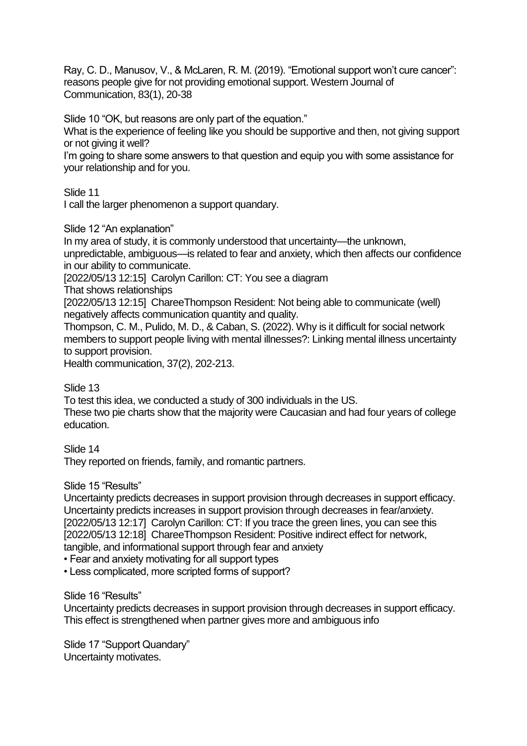Ray, C. D., Manusov, V., & McLaren, R. M. (2019). "Emotional support won't cure cancer": reasons people give for not providing emotional support. Western Journal of Communication, 83(1), 20-38

Slide 10 "OK, but reasons are only part of the equation."

What is the experience of feeling like you should be supportive and then, not giving support or not giving it well?

I'm going to share some answers to that question and equip you with some assistance for your relationship and for you.

Slide 11

I call the larger phenomenon a support quandary.

Slide 12 "An explanation"

In my area of study, it is commonly understood that uncertainty—the unknown, unpredictable, ambiguous—is related to fear and anxiety, which then affects our confidence in our ability to communicate.

[2022/05/13 12:15] Carolyn Carillon: CT: You see a diagram

That shows relationships

[2022/05/13 12:15] ChareeThompson Resident: Not being able to communicate (well) negatively affects communication quantity and quality.

Thompson, C. M., Pulido, M. D., & Caban, S. (2022). Why is it difficult for social network members to support people living with mental illnesses?: Linking mental illness uncertainty to support provision.

Health communication, 37(2), 202-213.

Slide 13

To test this idea, we conducted a study of 300 individuals in the US.

These two pie charts show that the majority were Caucasian and had four years of college education.

Slide 14

They reported on friends, family, and romantic partners.

Slide 15 "Results"

Uncertainty predicts decreases in support provision through decreases in support efficacy.

Uncertainty predicts increases in support provision through decreases in fear/anxiety.

[2022/05/13 12:17] Carolyn Carillon: CT: If you trace the green lines, you can see this

[2022/05/13 12:18] ChareeThompson Resident: Positive indirect effect for network, tangible, and informational support through fear and anxiety

- Fear and anxiety motivating for all support types
- Less complicated, more scripted forms of support?

Slide 16 "Results"

Uncertainty predicts decreases in support provision through decreases in support efficacy.

This effect is strengthened when partner gives more and ambiguous info

Slide 17 "Support Quandary"

Uncertainty motivates.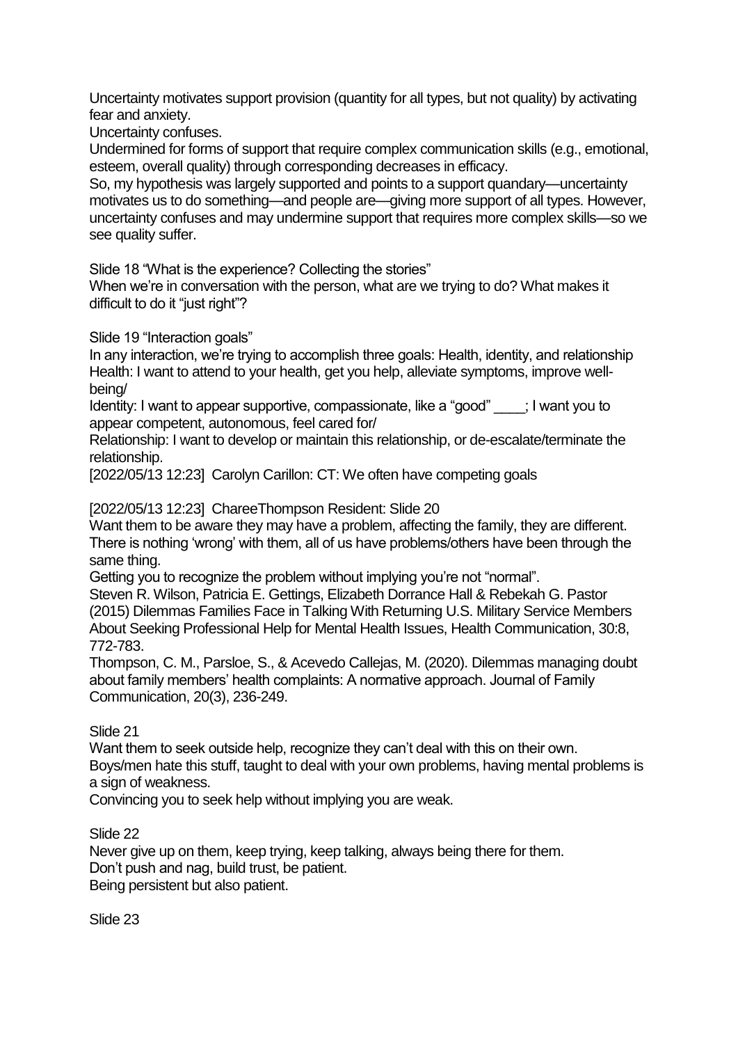Uncertainty motivates support provision (quantity for all types, but not quality) by activating fear and anxiety.

Uncertainty confuses.

Undermined for forms of support that require complex communication skills (e.g., emotional, esteem, overall quality) through corresponding decreases in efficacy.

So, my hypothesis was largely supported and points to a support quandary—uncertainty motivates us to do something—and people are—giving more support of all types. However, uncertainty confuses and may undermine support that requires more complex skills—so we see quality suffer.

Slide 18 "What is the experience? Collecting the stories"

When we're in conversation with the person, what are we trying to do? What makes it difficult to do it "just right"?

Slide 19 "Interaction goals"

In any interaction, we're trying to accomplish three goals: Health, identity, and relationship

Health: I want to attend to your health, get you help, alleviate symptoms, improve well-being/

Identity: I want to appear supportive, compassionate, like a "good" ____; I want you to appear competent, autonomous, feel cared for/

Relationship: I want to develop or maintain this relationship, or de-escalate/terminate the relationship.

[2022/05/13 12:23] Carolyn Carillon: CT: We often have competing goals

[2022/05/13 12:23] ChareeThompson Resident: Slide 20

Want them to be aware they may have a problem, affecting the family, they are different. There is nothing 'wrong' with them, all of us have problems/others have been through the same thing.

Getting you to recognize the problem without implying you're not "normal".

Steven R. Wilson, Patricia E. Gettings, Elizabeth Dorrance Hall & Rebekah G. Pastor (2015) Dilemmas Families Face in Talking With Returning U.S. Military Service Members About Seeking Professional Help for Mental Health Issues, Health Communication, 30:8, 772-783.

Thompson, C. M., Parsloe, S., & Acevedo Callejas, M. (2020). Dilemmas managing doubt about family members' health complaints: A normative approach. Journal of Family Communication, 20(3), 236-249.

Slide 21

Want them to seek outside help, recognize they can't deal with this on their own.

Boys/men hate this stuff, taught to deal with your own problems, having mental problems is a sign of weakness.

Convincing you to seek help without implying you are weak.

Slide 22

Never give up on them, keep trying, keep talking, always being there for them.

Don't push and nag, build trust, be patient.

Being persistent but also patient.

Slide 23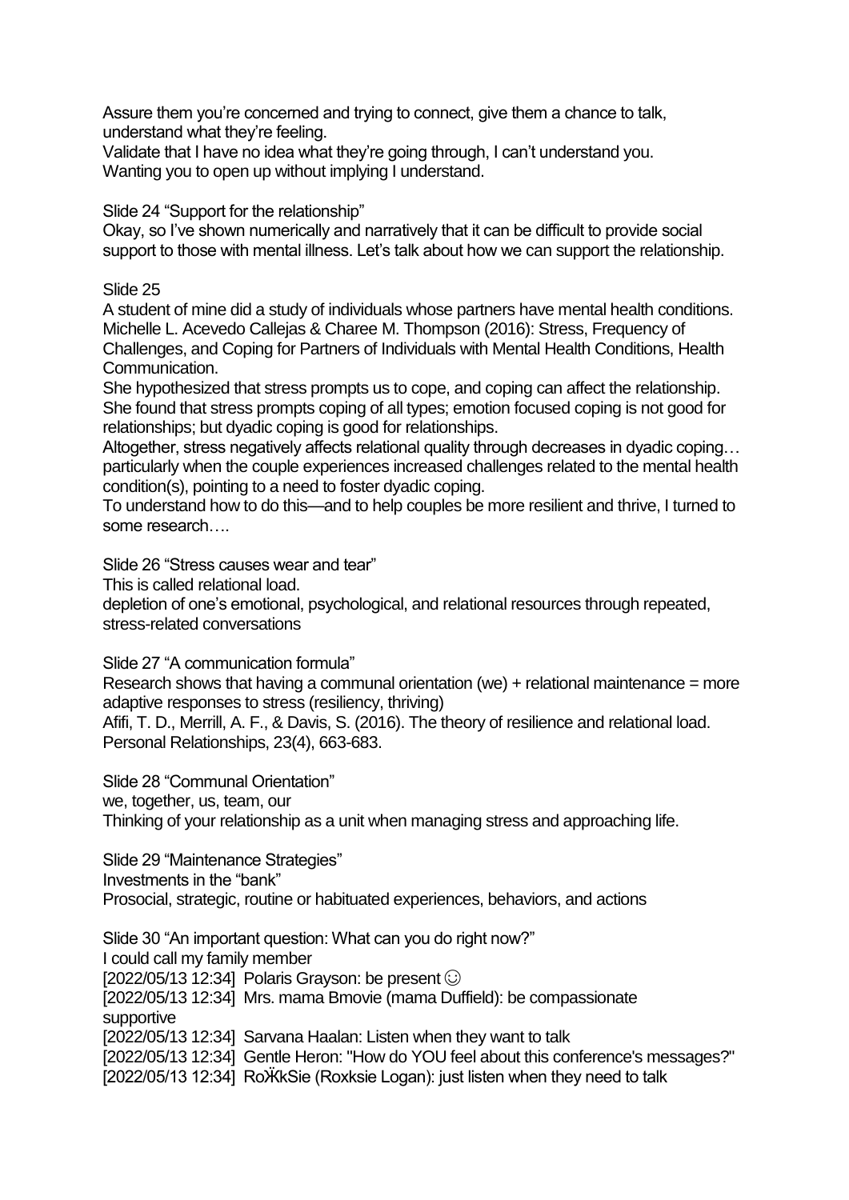Assure them you're concerned and trying to connect, give them a chance to talk, understand what they're feeling.
Validate that I have no idea what they're going through, I can't understand you.
Wanting you to open up without implying I understand.

Slide 24 "Support for the relationship"
Okay, so I've shown numerically and narratively that it can be difficult to provide social support to those with mental illness. Let's talk about how we can support the relationship.

Slide 25
A student of mine did a study of individuals whose partners have mental health conditions.
Michelle L. Acevedo Callejas & Charee M. Thompson (2016): Stress, Frequency of Challenges, and Coping for Partners of Individuals with Mental Health Conditions, Health Communication.
She hypothesized that stress prompts us to cope, and coping can affect the relationship. She found that stress prompts coping of all types; emotion focused coping is not good for relationships; but dyadic coping is good for relationships.
Altogether, stress negatively affects relational quality through decreases in dyadic coping… particularly when the couple experiences increased challenges related to the mental health condition(s), pointing to a need to foster dyadic coping.
To understand how to do this—and to help couples be more resilient and thrive, I turned to some research….

Slide 26 "Stress causes wear and tear"
This is called relational load.
depletion of one's emotional, psychological, and relational resources through repeated, stress-related conversations

Slide 27 "A communication formula"
Research shows that having a communal orientation (we) + relational maintenance = more adaptive responses to stress (resiliency, thriving)
Afifi, T. D., Merrill, A. F., & Davis, S. (2016). The theory of resilience and relational load. Personal Relationships, 23(4), 663-683.

Slide 28 "Communal Orientation"
we, together, us, team, our
Thinking of your relationship as a unit when managing stress and approaching life.

Slide 29 "Maintenance Strategies"
Investments in the "bank"
Prosocial, strategic, routine or habituated experiences, behaviors, and actions

Slide 30 "An important question: What can you do right now?"
I could call my family member
[2022/05/13 12:34] Polaris Grayson: be present ☺
[2022/05/13 12:34] Mrs. mama Bmovie (mama Duffield): be compassionate supportive
[2022/05/13 12:34] Sarvana Haalan: Listen when they want to talk
[2022/05/13 12:34] Gentle Heron: "How do YOU feel about this conference's messages?"
[2022/05/13 12:34] RoӜkSie (Roxksie Logan): just listen when they need to talk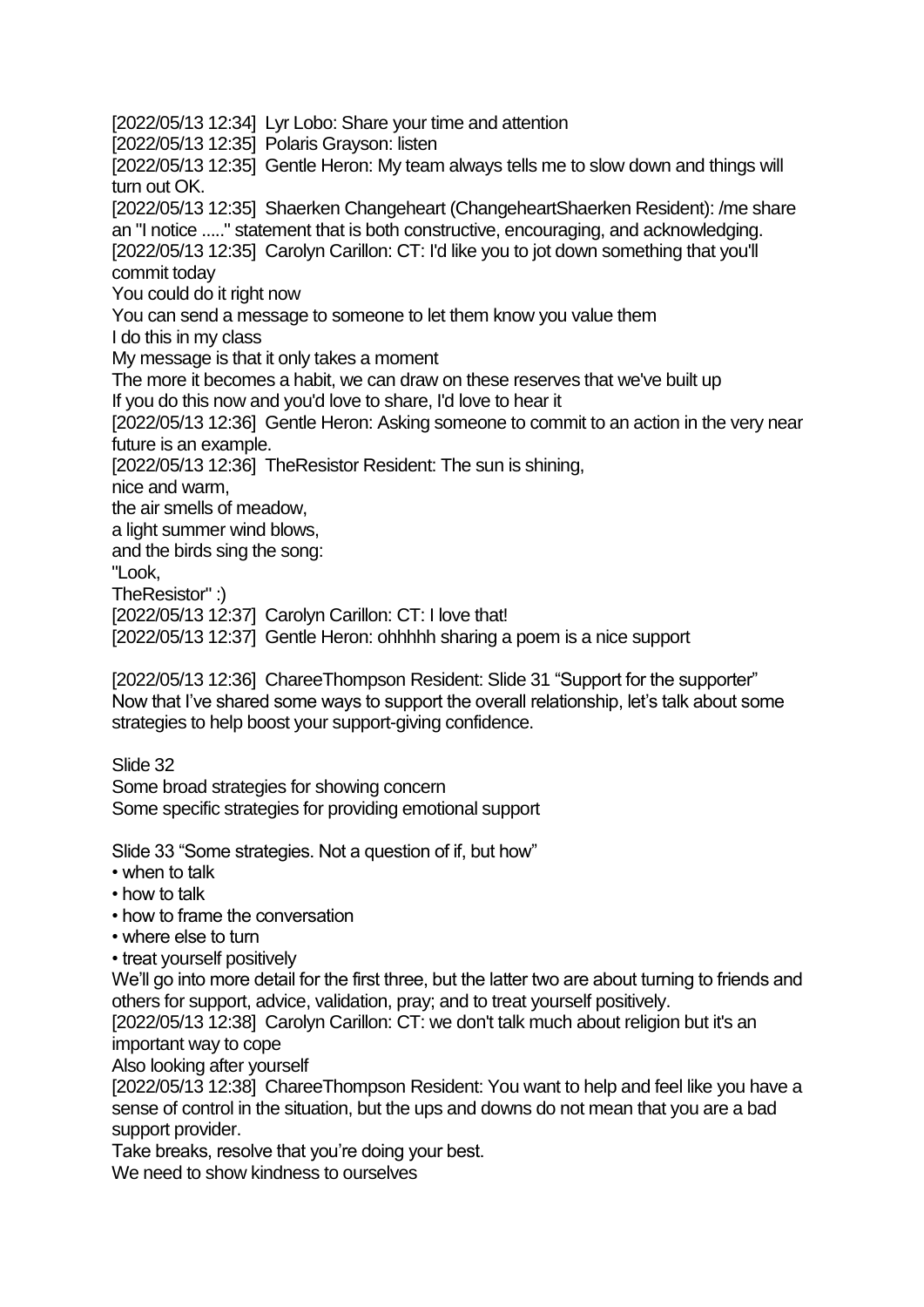[2022/05/13 12:34] Lyr Lobo: Share your time and attention
[2022/05/13 12:35] Polaris Grayson: listen
[2022/05/13 12:35] Gentle Heron: My team always tells me to slow down and things will turn out OK.
[2022/05/13 12:35] Shaerken Changeheart (ChangeheartShaerken Resident): /me share an "I notice ....." statement that is both constructive, encouraging, and acknowledging.
[2022/05/13 12:35] Carolyn Carillon: CT: I'd like you to jot down something that you'll commit today
You could do it right now
You can send a message to someone to let them know you value them
I do this in my class
My message is that it only takes a moment
The more it becomes a habit, we can draw on these reserves that we've built up
If you do this now and you'd love to share, I'd love to hear it
[2022/05/13 12:36] Gentle Heron: Asking someone to commit to an action in the very near future is an example.
[2022/05/13 12:36] TheResistor Resident: The sun is shining,
nice and warm,
the air smells of meadow,
a light summer wind blows,
and the birds sing the song:
"Look,
TheResistor" :)
[2022/05/13 12:37] Carolyn Carillon: CT: I love that!
[2022/05/13 12:37] Gentle Heron: ohhhhh sharing a poem is a nice support

[2022/05/13 12:36] ChareeThompson Resident: Slide 31 "Support for the supporter"
Now that I've shared some ways to support the overall relationship, let's talk about some strategies to help boost your support-giving confidence.

Slide 32
Some broad strategies for showing concern
Some specific strategies for providing emotional support

Slide 33 "Some strategies. Not a question of if, but how"
- when to talk
- how to talk
- how to frame the conversation
- where else to turn
- treat yourself positively

We'll go into more detail for the first three, but the latter two are about turning to friends and others for support, advice, validation, pray; and to treat yourself positively.
[2022/05/13 12:38] Carolyn Carillon: CT: we don't talk much about religion but it's an important way to cope
Also looking after yourself
[2022/05/13 12:38] ChareeThompson Resident: You want to help and feel like you have a sense of control in the situation, but the ups and downs do not mean that you are a bad support provider.
Take breaks, resolve that you're doing your best.
We need to show kindness to ourselves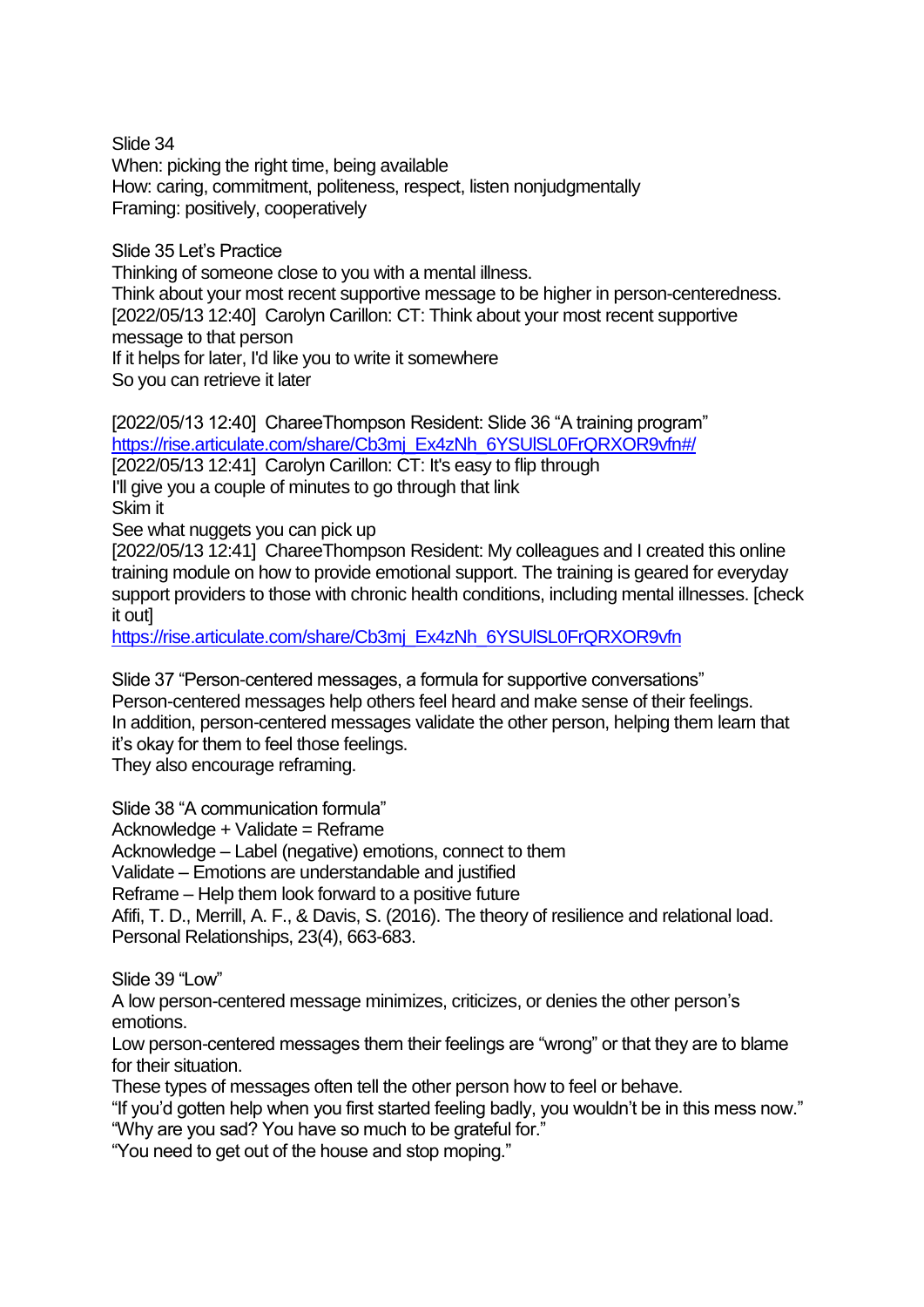Slide 34
When: picking the right time, being available
How: caring, commitment, politeness, respect, listen nonjudgmentally
Framing: positively, cooperatively

Slide 35 Let's Practice
Thinking of someone close to you with a mental illness.
Think about your most recent supportive message to be higher in person-centeredness.
[2022/05/13 12:40] Carolyn Carillon: CT: Think about your most recent supportive message to that person
If it helps for later, I'd like you to write it somewhere
So you can retrieve it later

[2022/05/13 12:40] ChareeThompson Resident: Slide 36 "A training program" https://rise.articulate.com/share/Cb3mj_Ex4zNh_6YSUlSL0FrQRXOR9vfn#/
[2022/05/13 12:41] Carolyn Carillon: CT: It's easy to flip through
I'll give you a couple of minutes to go through that link
Skim it
See what nuggets you can pick up
[2022/05/13 12:41] ChareeThompson Resident: My colleagues and I created this online training module on how to provide emotional support. The training is geared for everyday support providers to those with chronic health conditions, including mental illnesses. [check it out]
https://rise.articulate.com/share/Cb3mj_Ex4zNh_6YSUlSL0FrQRXOR9vfn

Slide 37 "Person-centered messages, a formula for supportive conversations"
Person-centered messages help others feel heard and make sense of their feelings.
In addition, person-centered messages validate the other person, helping them learn that it's okay for them to feel those feelings.
They also encourage reframing.

Slide 38 "A communication formula"
Acknowledge + Validate = Reframe
Acknowledge – Label (negative) emotions, connect to them
Validate – Emotions are understandable and justified
Reframe – Help them look forward to a positive future
Afifi, T. D., Merrill, A. F., & Davis, S. (2016). The theory of resilience and relational load. Personal Relationships, 23(4), 663-683.

Slide 39 "Low"
A low person-centered message minimizes, criticizes, or denies the other person's emotions.
Low person-centered messages them their feelings are "wrong" or that they are to blame for their situation.
These types of messages often tell the other person how to feel or behave.
"If you'd gotten help when you first started feeling badly, you wouldn't be in this mess now."
"Why are you sad? You have so much to be grateful for."
"You need to get out of the house and stop moping."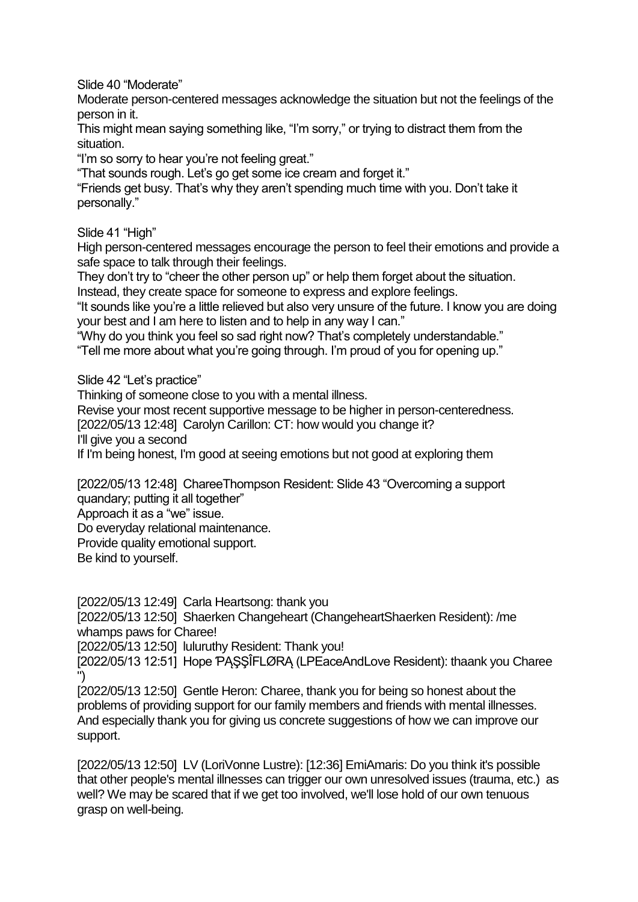Slide 40 "Moderate"

Moderate person-centered messages acknowledge the situation but not the feelings of the person in it.

This might mean saying something like, "I'm sorry," or trying to distract them from the situation.

"I'm so sorry to hear you're not feeling great."

"That sounds rough. Let's go get some ice cream and forget it."

"Friends get busy. That's why they aren't spending much time with you. Don't take it personally."

Slide 41 "High"

High person-centered messages encourage the person to feel their emotions and provide a safe space to talk through their feelings.

They don't try to "cheer the other person up" or help them forget about the situation.

Instead, they create space for someone to express and explore feelings.

"It sounds like you're a little relieved but also very unsure of the future. I know you are doing your best and I am here to listen and to help in any way I can."

"Why do you think you feel so sad right now? That's completely understandable."

"Tell me more about what you're going through. I'm proud of you for opening up."

Slide 42 "Let's practice"

Thinking of someone close to you with a mental illness.

Revise your most recent supportive message to be higher in person-centeredness.

[2022/05/13 12:48] Carolyn Carillon: CT: how would you change it?

I'll give you a second

If I'm being honest, I'm good at seeing emotions but not good at exploring them

[2022/05/13 12:48] ChareeThompson Resident: Slide 43 "Overcoming a support quandary; putting it all together"

Approach it as a "we" issue.

Do everyday relational maintenance.

Provide quality emotional support.

Be kind to yourself.

[2022/05/13 12:49] Carla Heartsong: thank you

[2022/05/13 12:50] Shaerken Changeheart (ChangeheartShaerken Resident): /me whamps paws for Charee!

[2022/05/13 12:50] luluruthy Resident: Thank you!

[2022/05/13 12:51] Hope ƤĄŞŞÎFLØRĄ (LPEaceAndLove Resident): thaank you Charee ")

[2022/05/13 12:50] Gentle Heron: Charee, thank you for being so honest about the problems of providing support for our family members and friends with mental illnesses. And especially thank you for giving us concrete suggestions of how we can improve our support.

[2022/05/13 12:50] LV (LoriVonne Lustre): [12:36] EmiAmaris: Do you think it's possible that other people's mental illnesses can trigger our own unresolved issues (trauma, etc.) as well? We may be scared that if we get too involved, we'll lose hold of our own tenuous grasp on well-being.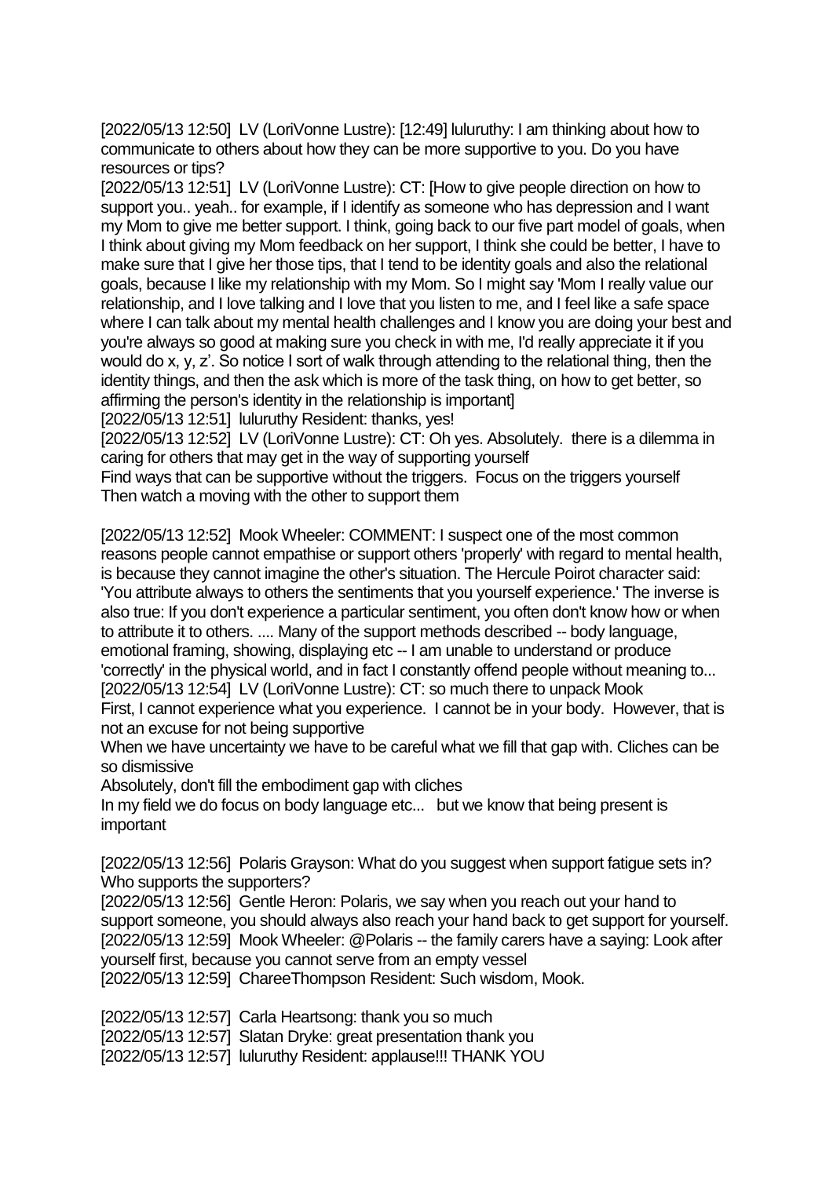[2022/05/13 12:50] LV (LoriVonne Lustre): [12:49] luluruthy: I am thinking about how to communicate to others about how they can be more supportive to you. Do you have resources or tips?

[2022/05/13 12:51] LV (LoriVonne Lustre): CT: [How to give people direction on how to support you.. yeah.. for example, if I identify as someone who has depression and I want my Mom to give me better support. I think, going back to our five part model of goals, when I think about giving my Mom feedback on her support, I think she could be better, I have to make sure that I give her those tips, that I tend to be identity goals and also the relational goals, because I like my relationship with my Mom. So I might say 'Mom I really value our relationship, and I love talking and I love that you listen to me, and I feel like a safe space where I can talk about my mental health challenges and I know you are doing your best and you're always so good at making sure you check in with me, I'd really appreciate it if you would do x, y, z'. So notice I sort of walk through attending to the relational thing, then the identity things, and then the ask which is more of the task thing, on how to get better, so affirming the person's identity in the relationship is important]

[2022/05/13 12:51] luluruthy Resident: thanks, yes!

[2022/05/13 12:52] LV (LoriVonne Lustre): CT: Oh yes. Absolutely. there is a dilemma in caring for others that may get in the way of supporting yourself
Find ways that can be supportive without the triggers. Focus on the triggers yourself
Then watch a moving with the other to support them

[2022/05/13 12:52] Mook Wheeler: COMMENT: I suspect one of the most common reasons people cannot empathise or support others 'properly' with regard to mental health, is because they cannot imagine the other's situation. The Hercule Poirot character said: 'You attribute always to others the sentiments that you yourself experience.' The inverse is also true: If you don't experience a particular sentiment, you often don't know how or when to attribute it to others. .... Many of the support methods described -- body language, emotional framing, showing, displaying etc -- I am unable to understand or produce 'correctly' in the physical world, and in fact I constantly offend people without meaning to...

[2022/05/13 12:54] LV (LoriVonne Lustre): CT: so much there to unpack Mook
First, I cannot experience what you experience. I cannot be in your body. However, that is not an excuse for not being supportive
When we have uncertainty we have to be careful what we fill that gap with. Cliches can be so dismissive
Absolutely, don't fill the embodiment gap with cliches
In my field we do focus on body language etc... but we know that being present is important

[2022/05/13 12:56] Polaris Grayson: What do you suggest when support fatigue sets in? Who supports the supporters?

[2022/05/13 12:56] Gentle Heron: Polaris, we say when you reach out your hand to support someone, you should always also reach your hand back to get support for yourself.

[2022/05/13 12:59] Mook Wheeler: @Polaris -- the family carers have a saying: Look after yourself first, because you cannot serve from an empty vessel

[2022/05/13 12:59] ChareeThompson Resident: Such wisdom, Mook.

[2022/05/13 12:57] Carla Heartsong: thank you so much

[2022/05/13 12:57] Slatan Dryke: great presentation thank you

[2022/05/13 12:57] luluruthy Resident: applause!!! THANK YOU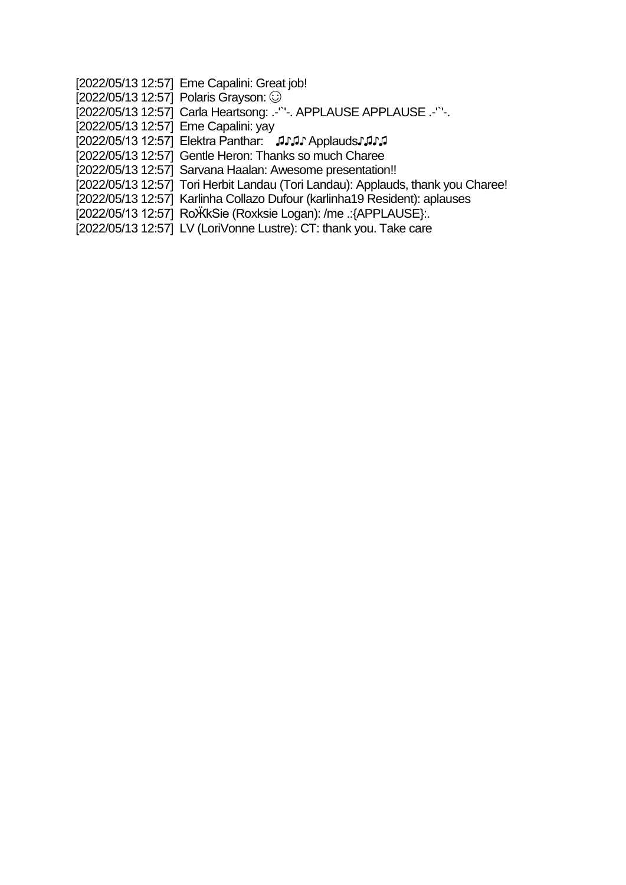[2022/05/13 12:57] Eme Capalini: Great job!
[2022/05/13 12:57] Polaris Grayson: ☺
[2022/05/13 12:57] Carla Heartsong: .-'`'-. APPLAUSE APPLAUSE .-'`'-.
[2022/05/13 12:57] Eme Capalini: yay
[2022/05/13 12:57] Elektra Panthar: ♫♪♫♪ Applauds♪♫♪♫
[2022/05/13 12:57] Gentle Heron: Thanks so much Charee
[2022/05/13 12:57] Sarvana Haalan: Awesome presentation!!
[2022/05/13 12:57] Tori Herbit Landau (Tori Landau): Applauds, thank you Charee!
[2022/05/13 12:57] Karlinha Collazo Dufour (karlinha19 Resident): aplauses
[2022/05/13 12:57] RoӜkSie (Roxksie Logan): /me .:{APPLAUSE}:.
[2022/05/13 12:57] LV (LoriVonne Lustre): CT: thank you. Take care